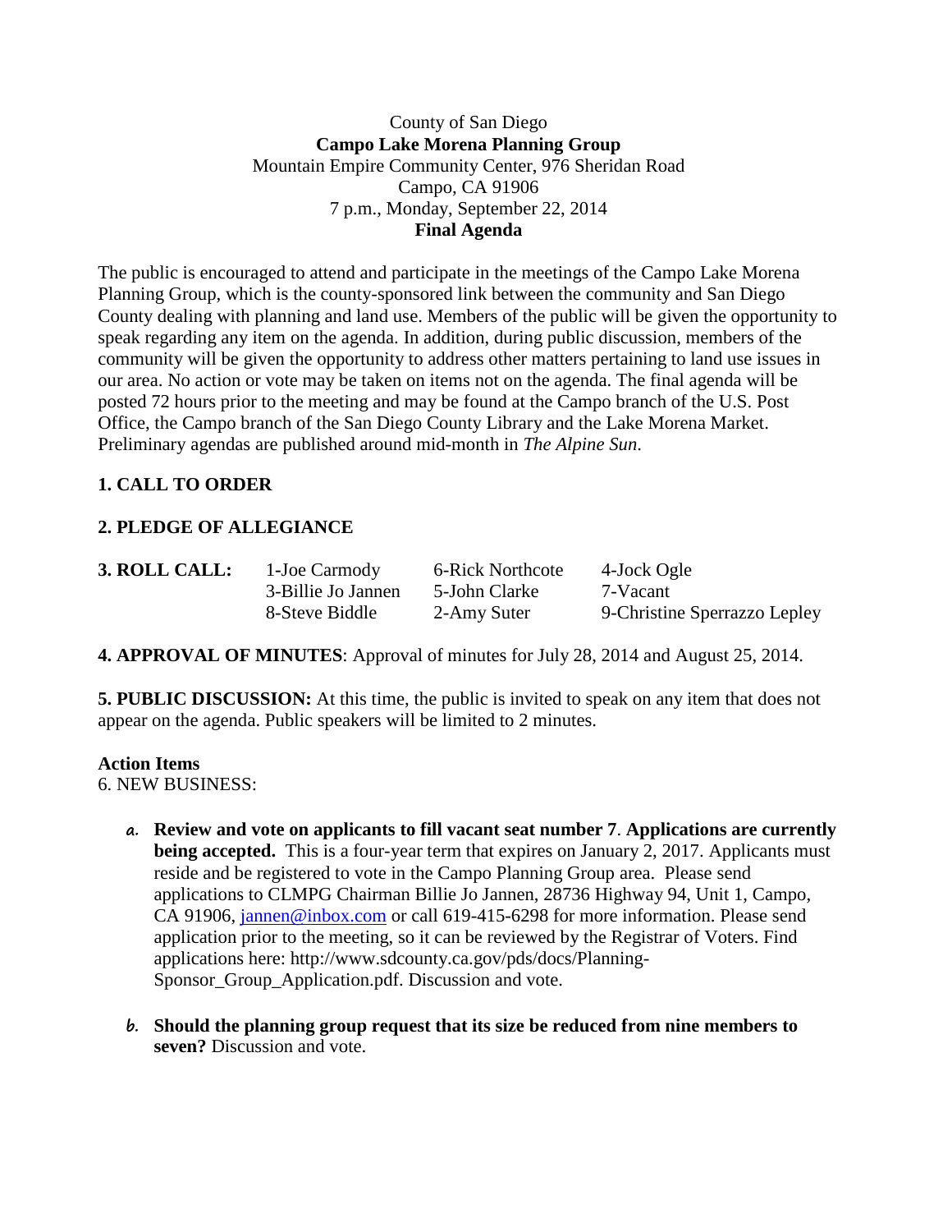County of San Diego

**Campo Lake Morena Planning Group**

Mountain Empire Community Center, 976 Sheridan Road

Campo, CA 91906

7 p.m., Monday, September 22, 2014

**Final Agenda**

The public is encouraged to attend and participate in the meetings of the Campo Lake Morena Planning Group, which is the county-sponsored link between the community and San Diego County dealing with planning and land use. Members of the public will be given the opportunity to speak regarding any item on the agenda. In addition, during public discussion, members of the community will be given the opportunity to address other matters pertaining to land use issues in our area. No action or vote may be taken on items not on the agenda. The final agenda will be posted 72 hours prior to the meeting and may be found at the Campo branch of the U.S. Post Office, the Campo branch of the San Diego County Library and the Lake Morena Market. Preliminary agendas are published around mid-month in *The Alpine Sun*.

**1. CALL TO ORDER**

**2. PLEDGE OF ALLEGIANCE**

| **3. ROLL CALL:** | 1-Joe Carmody | 6-Rick Northcote | 4-Jock Ogle |
|---|---|---|---|
| | 3-Billie Jo Jannen | 5-John Clarke | 7-Vacant |
| | 8-Steve Biddle | 2-Amy Suter | 9-Christine Sperrazzo Lepley |

**4. APPROVAL OF MINUTES**: Approval of minutes for July 28, 2014 and August 25, 2014.

**5. PUBLIC DISCUSSION:** At this time, the public is invited to speak on any item that does not appear on the agenda. Public speakers will be limited to 2 minutes.

**Action Items**

6. NEW BUSINESS:

a. **Review and vote on applicants to fill vacant seat number 7**. **Applications are currently being accepted.** This is a four-year term that expires on January 2, 2017. Applicants must reside and be registered to vote in the Campo Planning Group area. Please send applications to CLMPG Chairman Billie Jo Jannen, 28736 Highway 94, Unit 1, Campo, CA 91906, jannen@inbox.com or call 619-415-6298 for more information. Please send application prior to the meeting, so it can be reviewed by the Registrar of Voters. Find applications here: http://www.sdcounty.ca.gov/pds/docs/Planning-Sponsor_Group_Application.pdf. Discussion and vote.

b. **Should the planning group request that its size be reduced from nine members to seven?** Discussion and vote.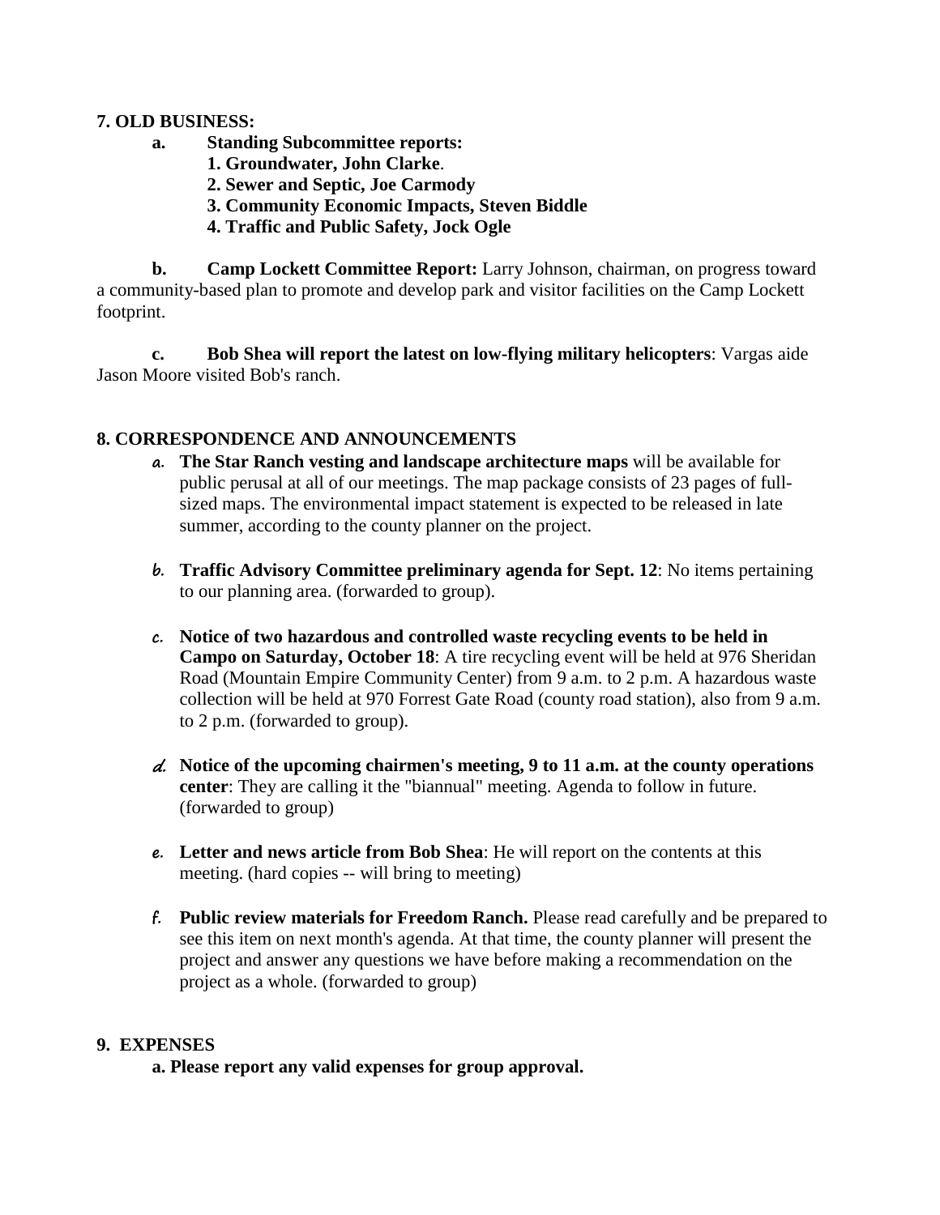**7. OLD BUSINESS:**

- **a. Standing Subcommittee reports:**
  - **1. Groundwater, John Clarke**.
  - **2. Sewer and Septic, Joe Carmody**
  - **3. Community Economic Impacts, Steven Biddle**
  - **4. Traffic and Public Safety, Jock Ogle**

**b. Camp Lockett Committee Report:** Larry Johnson, chairman, on progress toward a community-based plan to promote and develop park and visitor facilities on the Camp Lockett footprint.

**c. Bob Shea will report the latest on low-flying military helicopters**: Vargas aide Jason Moore visited Bob's ranch.

**8. CORRESPONDENCE AND ANNOUNCEMENTS**

a. **The Star Ranch vesting and landscape architecture maps** will be available for public perusal at all of our meetings. The map package consists of 23 pages of full-sized maps. The environmental impact statement is expected to be released in late summer, according to the county planner on the project.

b. **Traffic Advisory Committee preliminary agenda for Sept. 12**: No items pertaining to our planning area. (forwarded to group).

c. **Notice of two hazardous and controlled waste recycling events to be held in Campo on Saturday, October 18**: A tire recycling event will be held at 976 Sheridan Road (Mountain Empire Community Center) from 9 a.m. to 2 p.m. A hazardous waste collection will be held at 970 Forrest Gate Road (county road station), also from 9 a.m. to 2 p.m. (forwarded to group).

d. **Notice of the upcoming chairmen's meeting, 9 to 11 a.m. at the county operations center**: They are calling it the "biannual" meeting. Agenda to follow in future. (forwarded to group)

e. **Letter and news article from Bob Shea**: He will report on the contents at this meeting. (hard copies -- will bring to meeting)

f. **Public review materials for Freedom Ranch.** Please read carefully and be prepared to see this item on next month's agenda. At that time, the county planner will present the project and answer any questions we have before making a recommendation on the project as a whole. (forwarded to group)

**9. EXPENSES**

**a. Please report any valid expenses for group approval.**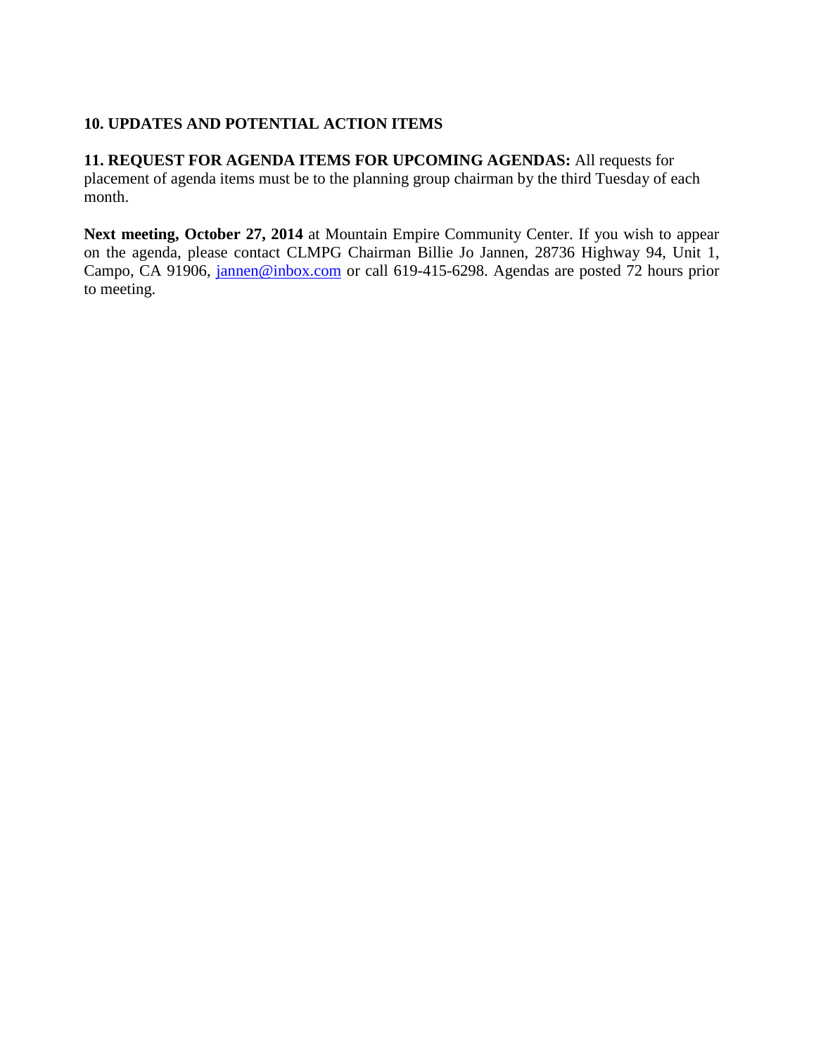**10. UPDATES AND POTENTIAL ACTION ITEMS**

**11. REQUEST FOR AGENDA ITEMS FOR UPCOMING AGENDAS:** All requests for placement of agenda items must be to the planning group chairman by the third Tuesday of each month.

**Next meeting, October 27, 2014** at Mountain Empire Community Center. If you wish to appear on the agenda, please contact CLMPG Chairman Billie Jo Jannen, 28736 Highway 94, Unit 1, Campo, CA 91906, jannen@inbox.com or call 619-415-6298. Agendas are posted 72 hours prior to meeting.